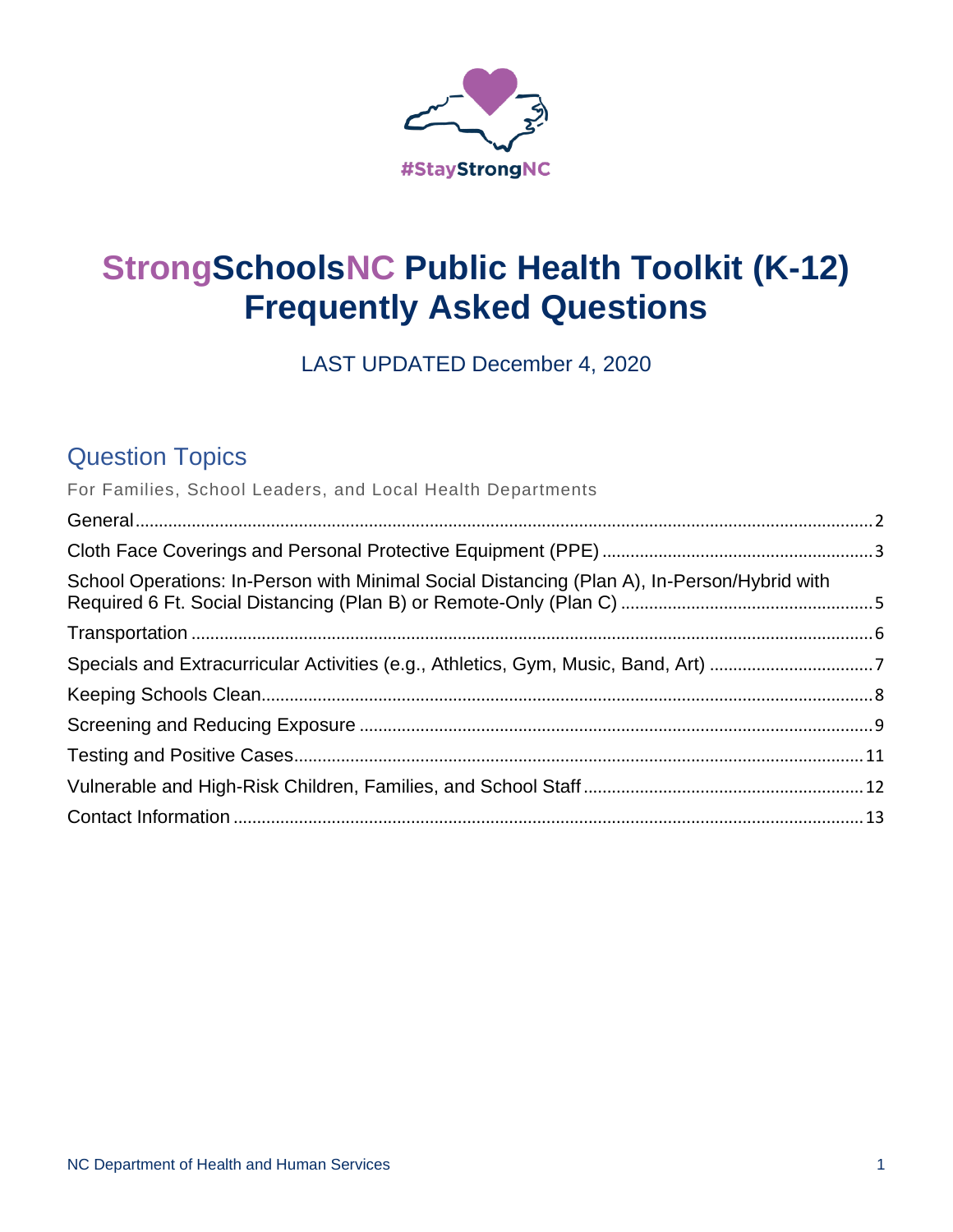#StayStrongNC

# StrongSchoolsNC Public Health Toolkit (K-12) Frequently Asked Questions

LAST UPDATED December 4, 2020

## Question Topics

For Families, School Leaders, and Local Health Departments

- General ........ 2
- Cloth Face Coverings and Personal Protective Equipment (PPE) ........ 3
- School Operations: In-Person with Minimal Social Distancing (Plan A), In-Person/Hybrid with Required 6 Ft. Social Distancing (Plan B) or Remote-Only (Plan C) ........ 5
- Transportation ........ 6
- Specials and Extracurricular Activities (e.g., Athletics, Gym, Music, Band, Art) ........ 7
- Keeping Schools Clean ........ 8
- Screening and Reducing Exposure ........ 9
- Testing and Positive Cases ........ 11
- Vulnerable and High-Risk Children, Families, and School Staff ........ 12
- Contact Information ........ 13

NC Department of Health and Human Services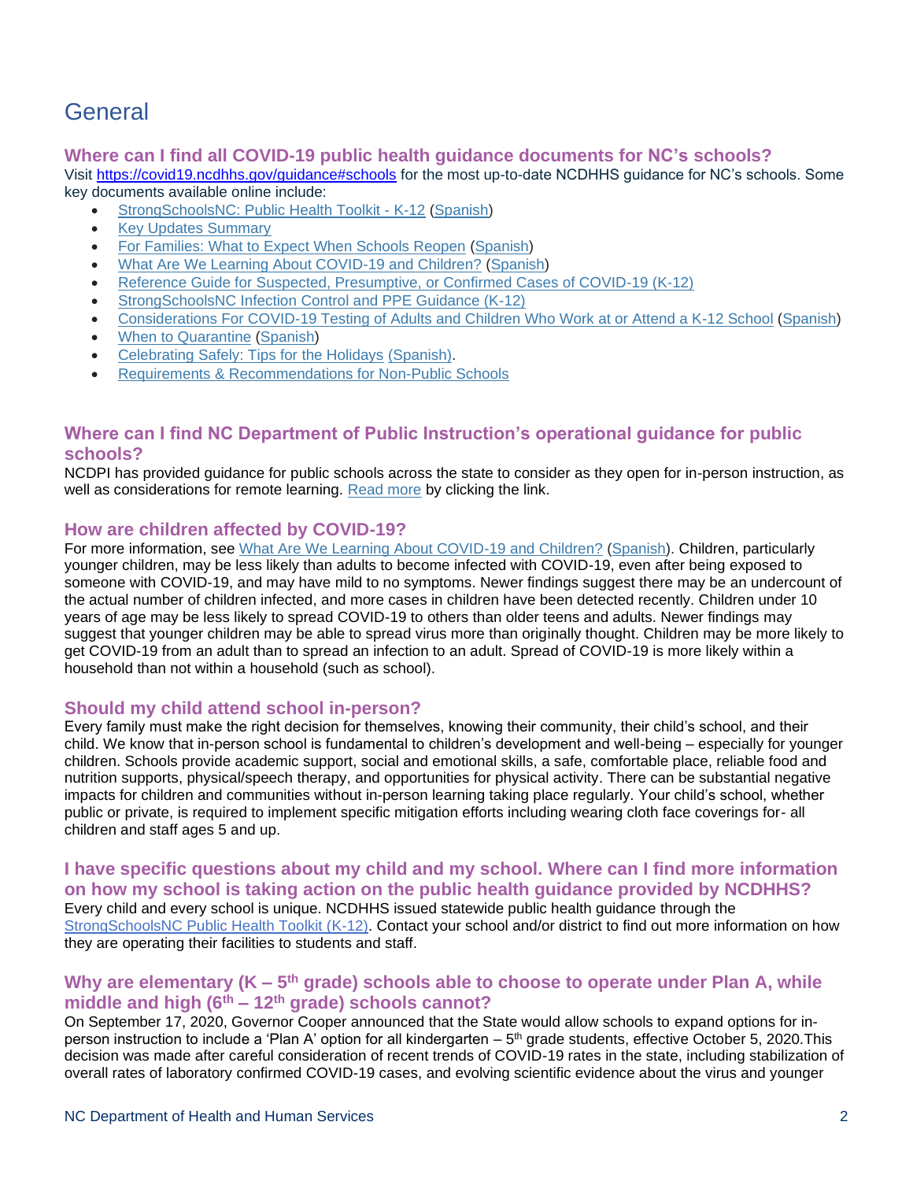# General

### Where can I find all COVID-19 public health guidance documents for NC's schools?

Visit https://covid19.ncdhhs.gov/guidance#schools for the most up-to-date NCDHHS guidance for NC's schools. Some key documents available online include:

- StrongSchoolsNC: Public Health Toolkit - K-12 (Spanish)
- Key Updates Summary
- For Families: What to Expect When Schools Reopen (Spanish)
- What Are We Learning About COVID-19 and Children? (Spanish)
- Reference Guide for Suspected, Presumptive, or Confirmed Cases of COVID-19 (K-12)
- StrongSchoolsNC Infection Control and PPE Guidance (K-12)
- Considerations For COVID-19 Testing of Adults and Children Who Work at or Attend a K-12 School (Spanish)
- When to Quarantine (Spanish)
- Celebrating Safely: Tips for the Holidays (Spanish).
- Requirements & Recommendations for Non-Public Schools

### Where can I find NC Department of Public Instruction's operational guidance for public schools?

NCDPI has provided guidance for public schools across the state to consider as they open for in-person instruction, as well as considerations for remote learning. Read more by clicking the link.

### How are children affected by COVID-19?

For more information, see What Are We Learning About COVID-19 and Children? (Spanish). Children, particularly younger children, may be less likely than adults to become infected with COVID-19, even after being exposed to someone with COVID-19, and may have mild to no symptoms. Newer findings suggest there may be an undercount of the actual number of children infected, and more cases in children have been detected recently. Children under 10 years of age may be less likely to spread COVID-19 to others than older teens and adults. Newer findings may suggest that younger children may be able to spread virus more than originally thought. Children may be more likely to get COVID-19 from an adult than to spread an infection to an adult. Spread of COVID-19 is more likely within a household than not within a household (such as school).

### Should my child attend school in-person?

Every family must make the right decision for themselves, knowing their community, their child's school, and their child. We know that in-person school is fundamental to children's development and well-being – especially for younger children. Schools provide academic support, social and emotional skills, a safe, comfortable place, reliable food and nutrition supports, physical/speech therapy, and opportunities for physical activity. There can be substantial negative impacts for children and communities without in-person learning taking place regularly. Your child's school, whether public or private, is required to implement specific mitigation efforts including wearing cloth face coverings for- all children and staff ages 5 and up.

### I have specific questions about my child and my school. Where can I find more information on how my school is taking action on the public health guidance provided by NCDHHS?

Every child and every school is unique. NCDHHS issued statewide public health guidance through the StrongSchoolsNC Public Health Toolkit (K-12). Contact your school and/or district to find out more information on how they are operating their facilities to students and staff.

### Why are elementary (K – 5th grade) schools able to choose to operate under Plan A, while middle and high (6th – 12th grade) schools cannot?

On September 17, 2020, Governor Cooper announced that the State would allow schools to expand options for in-person instruction to include a 'Plan A' option for all kindergarten – 5th grade students, effective October 5, 2020.This decision was made after careful consideration of recent trends of COVID-19 rates in the state, including stabilization of overall rates of laboratory confirmed COVID-19 cases, and evolving scientific evidence about the virus and younger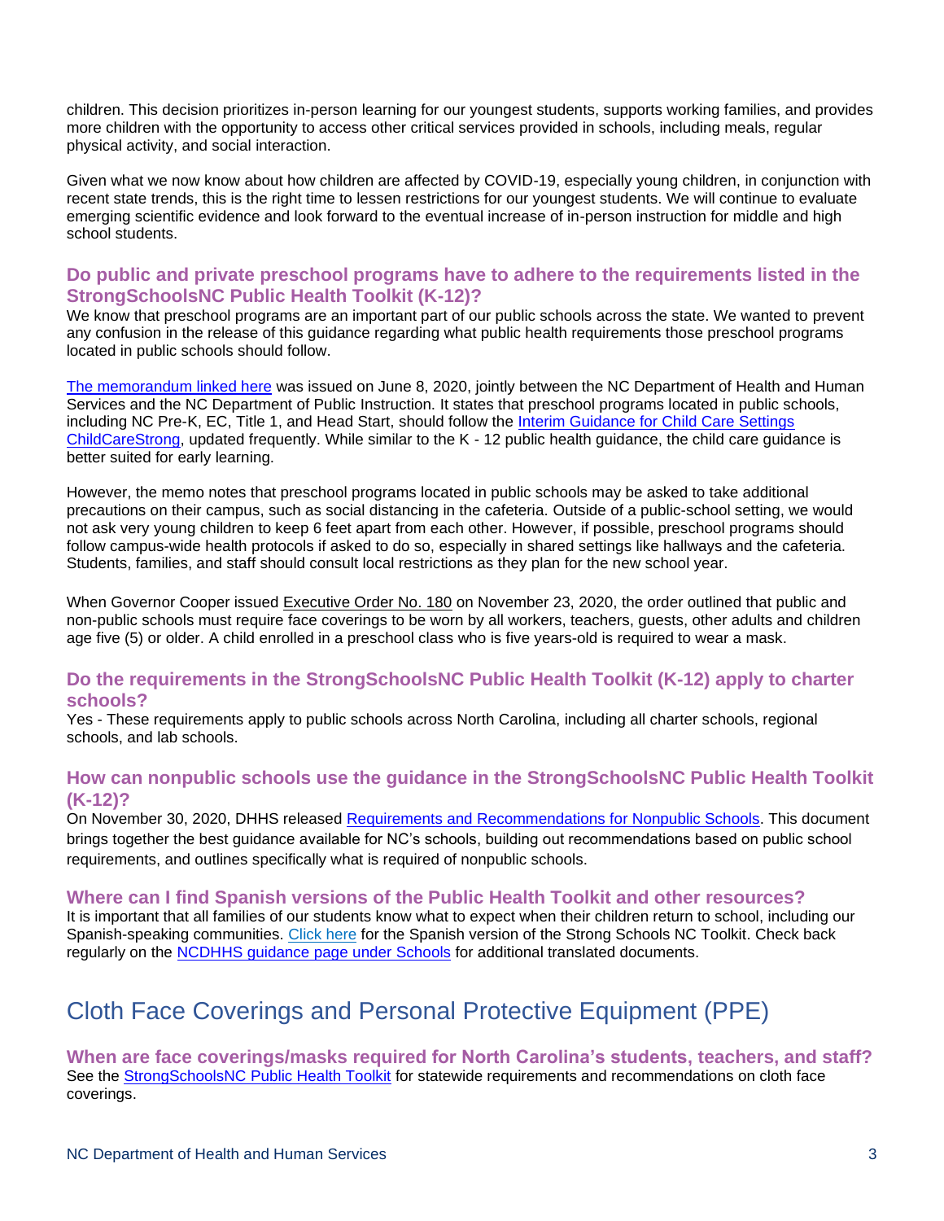children. This decision prioritizes in-person learning for our youngest students, supports working families, and provides more children with the opportunity to access other critical services provided in schools, including meals, regular physical activity, and social interaction.

Given what we now know about how children are affected by COVID-19, especially young children, in conjunction with recent state trends, this is the right time to lessen restrictions for our youngest students. We will continue to evaluate emerging scientific evidence and look forward to the eventual increase of in-person instruction for middle and high school students.

### Do public and private preschool programs have to adhere to the requirements listed in the StrongSchoolsNC Public Health Toolkit (K-12)?

We know that preschool programs are an important part of our public schools across the state. We wanted to prevent any confusion in the release of this guidance regarding what public health requirements those preschool programs located in public schools should follow.

The memorandum linked here was issued on June 8, 2020, jointly between the NC Department of Health and Human Services and the NC Department of Public Instruction. It states that preschool programs located in public schools, including NC Pre-K, EC, Title 1, and Head Start, should follow the Interim Guidance for Child Care Settings ChildCareStrong, updated frequently. While similar to the K - 12 public health guidance, the child care guidance is better suited for early learning.

However, the memo notes that preschool programs located in public schools may be asked to take additional precautions on their campus, such as social distancing in the cafeteria. Outside of a public-school setting, we would not ask very young children to keep 6 feet apart from each other. However, if possible, preschool programs should follow campus-wide health protocols if asked to do so, especially in shared settings like hallways and the cafeteria. Students, families, and staff should consult local restrictions as they plan for the new school year.

When Governor Cooper issued Executive Order No. 180 on November 23, 2020, the order outlined that public and non-public schools must require face coverings to be worn by all workers, teachers, guests, other adults and children age five (5) or older. A child enrolled in a preschool class who is five years-old is required to wear a mask.

### Do the requirements in the StrongSchoolsNC Public Health Toolkit (K-12) apply to charter schools?

Yes - These requirements apply to public schools across North Carolina, including all charter schools, regional schools, and lab schools.

### How can nonpublic schools use the guidance in the StrongSchoolsNC Public Health Toolkit (K-12)?

On November 30, 2020, DHHS released Requirements and Recommendations for Nonpublic Schools. This document brings together the best guidance available for NC's schools, building out recommendations based on public school requirements, and outlines specifically what is required of nonpublic schools.

### Where can I find Spanish versions of the Public Health Toolkit and other resources?

It is important that all families of our students know what to expect when their children return to school, including our Spanish-speaking communities. Click here for the Spanish version of the Strong Schools NC Toolkit. Check back regularly on the NCDHHS guidance page under Schools for additional translated documents.

## Cloth Face Coverings and Personal Protective Equipment (PPE)

### When are face coverings/masks required for North Carolina's students, teachers, and staff?

See the StrongSchoolsNC Public Health Toolkit for statewide requirements and recommendations on cloth face coverings.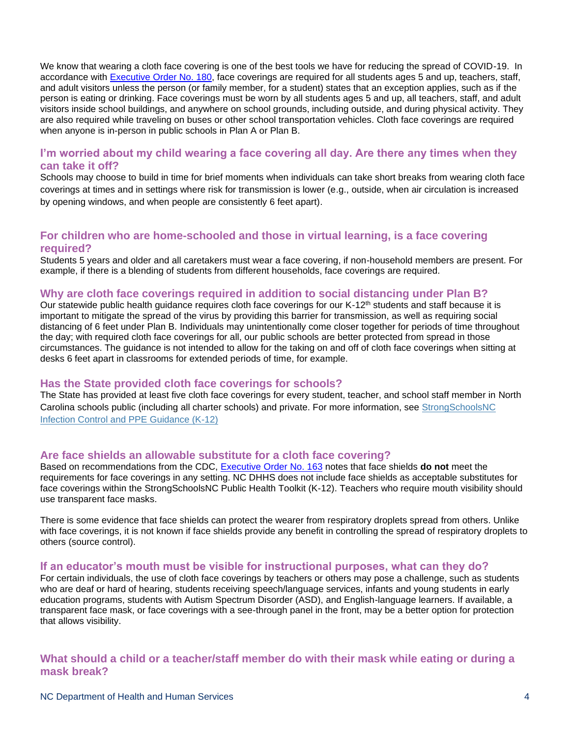We know that wearing a cloth face covering is one of the best tools we have for reducing the spread of COVID-19. In accordance with [Executive Order No. 180](), face coverings are required for all students ages 5 and up, teachers, staff, and adult visitors unless the person (or family member, for a student) states that an exception applies, such as if the person is eating or drinking. Face coverings must be worn by all students ages 5 and up, all teachers, staff, and adult visitors inside school buildings, and anywhere on school grounds, including outside, and during physical activity. They are also required while traveling on buses or other school transportation vehicles. Cloth face coverings are required when anyone is in-person in public schools in Plan A or Plan B.

### I'm worried about my child wearing a face covering all day. Are there any times when they can take it off?

Schools may choose to build in time for brief moments when individuals can take short breaks from wearing cloth face coverings at times and in settings where risk for transmission is lower (e.g., outside, when air circulation is increased by opening windows, and when people are consistently 6 feet apart).

### For children who are home-schooled and those in virtual learning, is a face covering required?

Students 5 years and older and all caretakers must wear a face covering, if non-household members are present. For example, if there is a blending of students from different households, face coverings are required.

### Why are cloth face coverings required in addition to social distancing under Plan B?

Our statewide public health guidance requires cloth face coverings for our K-12th students and staff because it is important to mitigate the spread of the virus by providing this barrier for transmission, as well as requiring social distancing of 6 feet under Plan B. Individuals may unintentionally come closer together for periods of time throughout the day; with required cloth face coverings for all, our public schools are better protected from spread in those circumstances. The guidance is not intended to allow for the taking on and off of cloth face coverings when sitting at desks 6 feet apart in classrooms for extended periods of time, for example.

### Has the State provided cloth face coverings for schools?

The State has provided at least five cloth face coverings for every student, teacher, and school staff member in North Carolina schools public (including all charter schools) and private. For more information, see [StrongSchoolsNC Infection Control and PPE Guidance (K-12)]()

### Are face shields an allowable substitute for a cloth face covering?

Based on recommendations from the CDC, [Executive Order No. 163]() notes that face shields **do not** meet the requirements for face coverings in any setting. NC DHHS does not include face shields as acceptable substitutes for face coverings within the StrongSchoolsNC Public Health Toolkit (K-12). Teachers who require mouth visibility should use transparent face masks.

There is some evidence that face shields can protect the wearer from respiratory droplets spread from others. Unlike with face coverings, it is not known if face shields provide any benefit in controlling the spread of respiratory droplets to others (source control).

### If an educator's mouth must be visible for instructional purposes, what can they do?

For certain individuals, the use of cloth face coverings by teachers or others may pose a challenge, such as students who are deaf or hard of hearing, students receiving speech/language services, infants and young students in early education programs, students with Autism Spectrum Disorder (ASD), and English-language learners. If available, a transparent face mask, or face coverings with a see-through panel in the front, may be a better option for protection that allows visibility.

### What should a child or a teacher/staff member do with their mask while eating or during a mask break?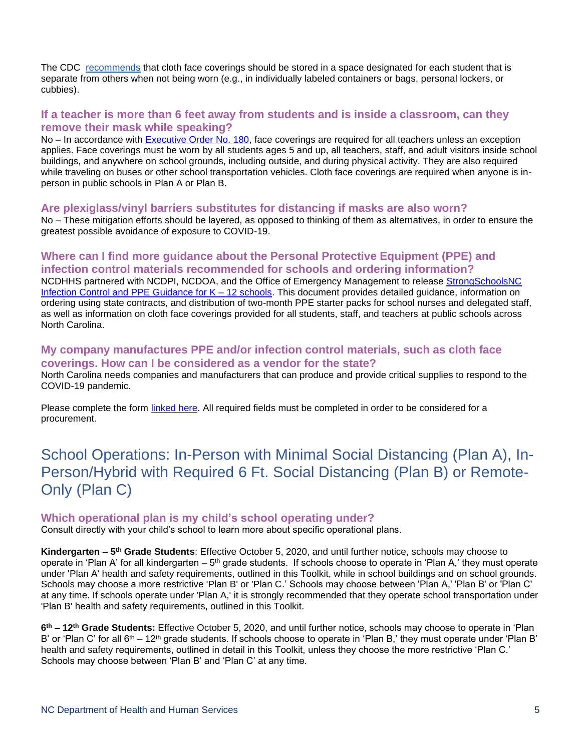The CDC [recommends](recommends) that cloth face coverings should be stored in a space designated for each student that is separate from others when not being worn (e.g., in individually labeled containers or bags, personal lockers, or cubbies).

### If a teacher is more than 6 feet away from students and is inside a classroom, can they remove their mask while speaking?

No – In accordance with Executive Order No. 180, face coverings are required for all teachers unless an exception applies. Face coverings must be worn by all students ages 5 and up, all teachers, staff, and adult visitors inside school buildings, and anywhere on school grounds, including outside, and during physical activity. They are also required while traveling on buses or other school transportation vehicles. Cloth face coverings are required when anyone is in-person in public schools in Plan A or Plan B.

### Are plexiglass/vinyl barriers substitutes for distancing if masks are also worn?

No – These mitigation efforts should be layered, as opposed to thinking of them as alternatives, in order to ensure the greatest possible avoidance of exposure to COVID-19.

### Where can I find more guidance about the Personal Protective Equipment (PPE) and infection control materials recommended for schools and ordering information?

NCDHHS partnered with NCDPI, NCDOA, and the Office of Emergency Management to release StrongSchoolsNC Infection Control and PPE Guidance for K – 12 schools. This document provides detailed guidance, information on ordering using state contracts, and distribution of two-month PPE starter packs for school nurses and delegated staff, as well as information on cloth face coverings provided for all students, staff, and teachers at public schools across North Carolina.

### My company manufactures PPE and/or infection control materials, such as cloth face coverings. How can I be considered as a vendor for the state?

North Carolina needs companies and manufacturers that can produce and provide critical supplies to respond to the COVID-19 pandemic.

Please complete the form linked here. All required fields must be completed in order to be considered for a procurement.

## School Operations: In-Person with Minimal Social Distancing (Plan A), In-Person/Hybrid with Required 6 Ft. Social Distancing (Plan B) or Remote-Only (Plan C)

### Which operational plan is my child's school operating under?

Consult directly with your child's school to learn more about specific operational plans.

**Kindergarten – 5th Grade Students**: Effective October 5, 2020, and until further notice, schools may choose to operate in 'Plan A' for all kindergarten – 5th grade students. If schools choose to operate in 'Plan A,' they must operate under 'Plan A' health and safety requirements, outlined in this Toolkit, while in school buildings and on school grounds. Schools may choose a more restrictive 'Plan B' or 'Plan C.' Schools may choose between 'Plan A,' 'Plan B' or 'Plan C' at any time. If schools operate under 'Plan A,' it is strongly recommended that they operate school transportation under 'Plan B' health and safety requirements, outlined in this Toolkit.

**6th – 12th Grade Students:** Effective October 5, 2020, and until further notice, schools may choose to operate in 'Plan B' or 'Plan C' for all 6th – 12th grade students. If schools choose to operate in 'Plan B,' they must operate under 'Plan B' health and safety requirements, outlined in detail in this Toolkit, unless they choose the more restrictive 'Plan C.' Schools may choose between 'Plan B' and 'Plan C' at any time.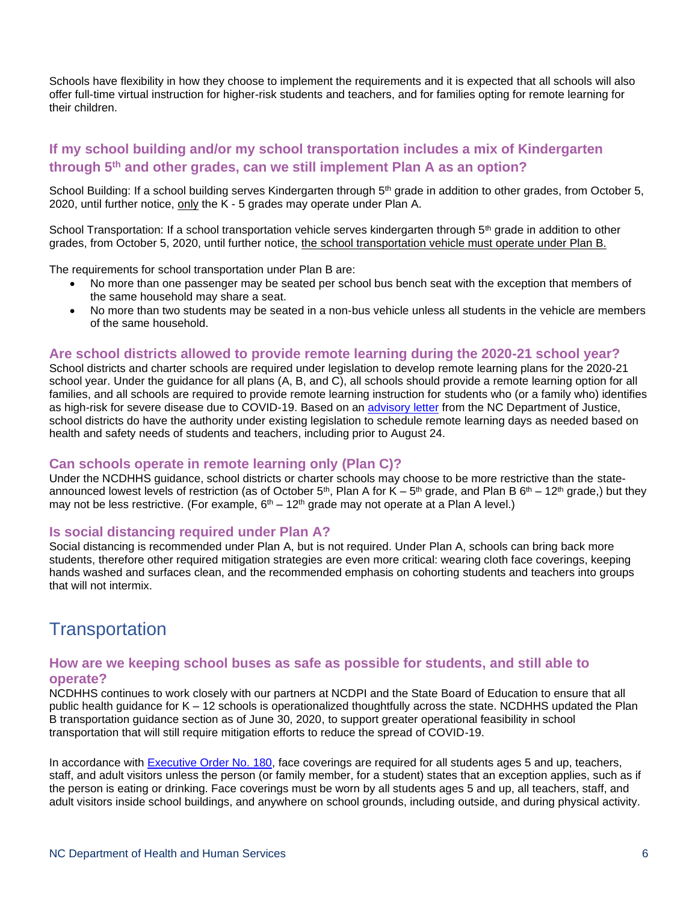Schools have flexibility in how they choose to implement the requirements and it is expected that all schools will also offer full-time virtual instruction for higher-risk students and teachers, and for families opting for remote learning for their children.

### If my school building and/or my school transportation includes a mix of Kindergarten through 5th and other grades, can we still implement Plan A as an option?

School Building: If a school building serves Kindergarten through 5th grade in addition to other grades, from October 5, 2020, until further notice, only the K - 5 grades may operate under Plan A.

School Transportation: If a school transportation vehicle serves kindergarten through 5th grade in addition to other grades, from October 5, 2020, until further notice, the school transportation vehicle must operate under Plan B.

The requirements for school transportation under Plan B are:

- No more than one passenger may be seated per school bus bench seat with the exception that members of the same household may share a seat.
- No more than two students may be seated in a non-bus vehicle unless all students in the vehicle are members of the same household.

### Are school districts allowed to provide remote learning during the 2020-21 school year?

School districts and charter schools are required under legislation to develop remote learning plans for the 2020-21 school year. Under the guidance for all plans (A, B, and C), all schools should provide a remote learning option for all families, and all schools are required to provide remote learning instruction for students who (or a family who) identifies as high-risk for severe disease due to COVID-19. Based on an advisory letter from the NC Department of Justice, school districts do have the authority under existing legislation to schedule remote learning days as needed based on health and safety needs of students and teachers, including prior to August 24.

### Can schools operate in remote learning only (Plan C)?

Under the NCDHHS guidance, school districts or charter schools may choose to be more restrictive than the state-announced lowest levels of restriction (as of October 5th, Plan A for K – 5th grade, and Plan B 6th – 12th grade,) but they may not be less restrictive. (For example, 6th – 12th grade may not operate at a Plan A level.)

### Is social distancing required under Plan A?

Social distancing is recommended under Plan A, but is not required. Under Plan A, schools can bring back more students, therefore other required mitigation strategies are even more critical: wearing cloth face coverings, keeping hands washed and surfaces clean, and the recommended emphasis on cohorting students and teachers into groups that will not intermix.

## Transportation

### How are we keeping school buses as safe as possible for students, and still able to operate?

NCDHHS continues to work closely with our partners at NCDPI and the State Board of Education to ensure that all public health guidance for K – 12 schools is operationalized thoughtfully across the state. NCDHHS updated the Plan B transportation guidance section as of June 30, 2020, to support greater operational feasibility in school transportation that will still require mitigation efforts to reduce the spread of COVID-19.

In accordance with Executive Order No. 180, face coverings are required for all students ages 5 and up, teachers, staff, and adult visitors unless the person (or family member, for a student) states that an exception applies, such as if the person is eating or drinking. Face coverings must be worn by all students ages 5 and up, all teachers, staff, and adult visitors inside school buildings, and anywhere on school grounds, including outside, and during physical activity.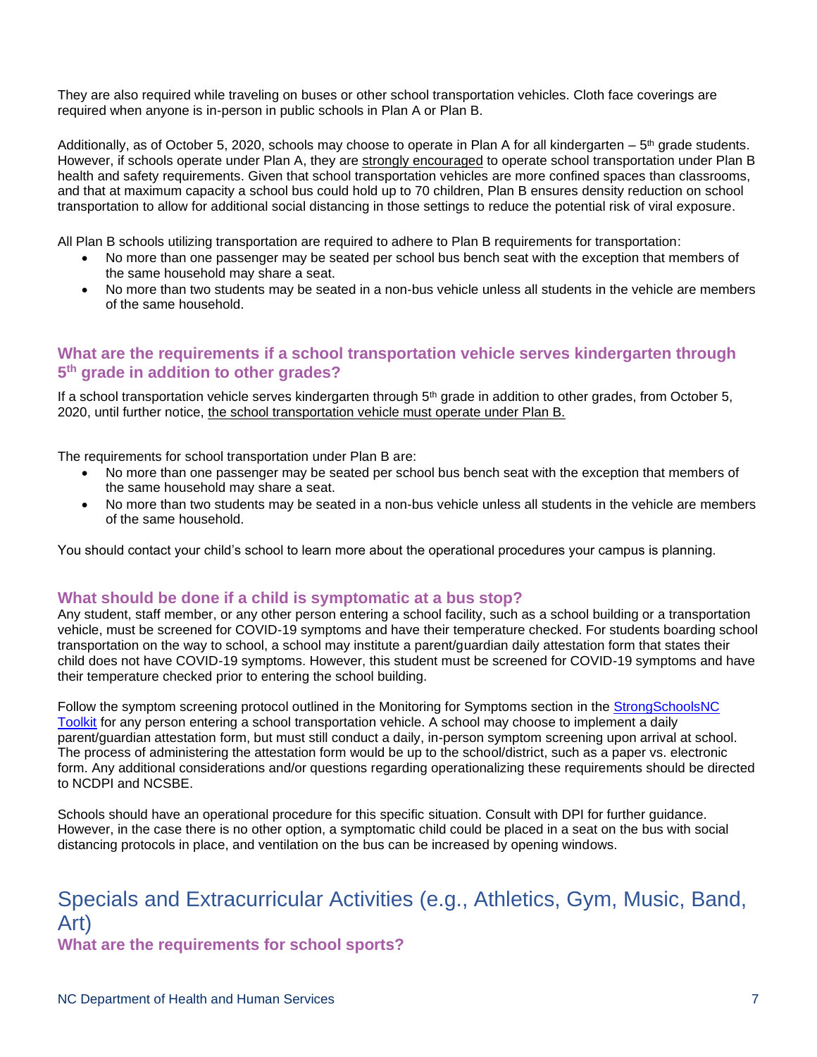They are also required while traveling on buses or other school transportation vehicles. Cloth face coverings are required when anyone is in-person in public schools in Plan A or Plan B.

Additionally, as of October 5, 2020, schools may choose to operate in Plan A for all kindergarten – 5th grade students. However, if schools operate under Plan A, they are strongly encouraged to operate school transportation under Plan B health and safety requirements. Given that school transportation vehicles are more confined spaces than classrooms, and that at maximum capacity a school bus could hold up to 70 children, Plan B ensures density reduction on school transportation to allow for additional social distancing in those settings to reduce the potential risk of viral exposure.

All Plan B schools utilizing transportation are required to adhere to Plan B requirements for transportation:

- No more than one passenger may be seated per school bus bench seat with the exception that members of the same household may share a seat.
- No more than two students may be seated in a non-bus vehicle unless all students in the vehicle are members of the same household.

### What are the requirements if a school transportation vehicle serves kindergarten through 5th grade in addition to other grades?

If a school transportation vehicle serves kindergarten through 5th grade in addition to other grades, from October 5, 2020, until further notice, the school transportation vehicle must operate under Plan B.

The requirements for school transportation under Plan B are:

- No more than one passenger may be seated per school bus bench seat with the exception that members of the same household may share a seat.
- No more than two students may be seated in a non-bus vehicle unless all students in the vehicle are members of the same household.

You should contact your child's school to learn more about the operational procedures your campus is planning.

### What should be done if a child is symptomatic at a bus stop?

Any student, staff member, or any other person entering a school facility, such as a school building or a transportation vehicle, must be screened for COVID-19 symptoms and have their temperature checked. For students boarding school transportation on the way to school, a school may institute a parent/guardian daily attestation form that states their child does not have COVID-19 symptoms. However, this student must be screened for COVID-19 symptoms and have their temperature checked prior to entering the school building.

Follow the symptom screening protocol outlined in the Monitoring for Symptoms section in the StrongSchoolsNC Toolkit for any person entering a school transportation vehicle. A school may choose to implement a daily parent/guardian attestation form, but must still conduct a daily, in-person symptom screening upon arrival at school. The process of administering the attestation form would be up to the school/district, such as a paper vs. electronic form. Any additional considerations and/or questions regarding operationalizing these requirements should be directed to NCDPI and NCSBE.

Schools should have an operational procedure for this specific situation. Consult with DPI for further guidance. However, in the case there is no other option, a symptomatic child could be placed in a seat on the bus with social distancing protocols in place, and ventilation on the bus can be increased by opening windows.

## Specials and Extracurricular Activities (e.g., Athletics, Gym, Music, Band, Art)

### What are the requirements for school sports?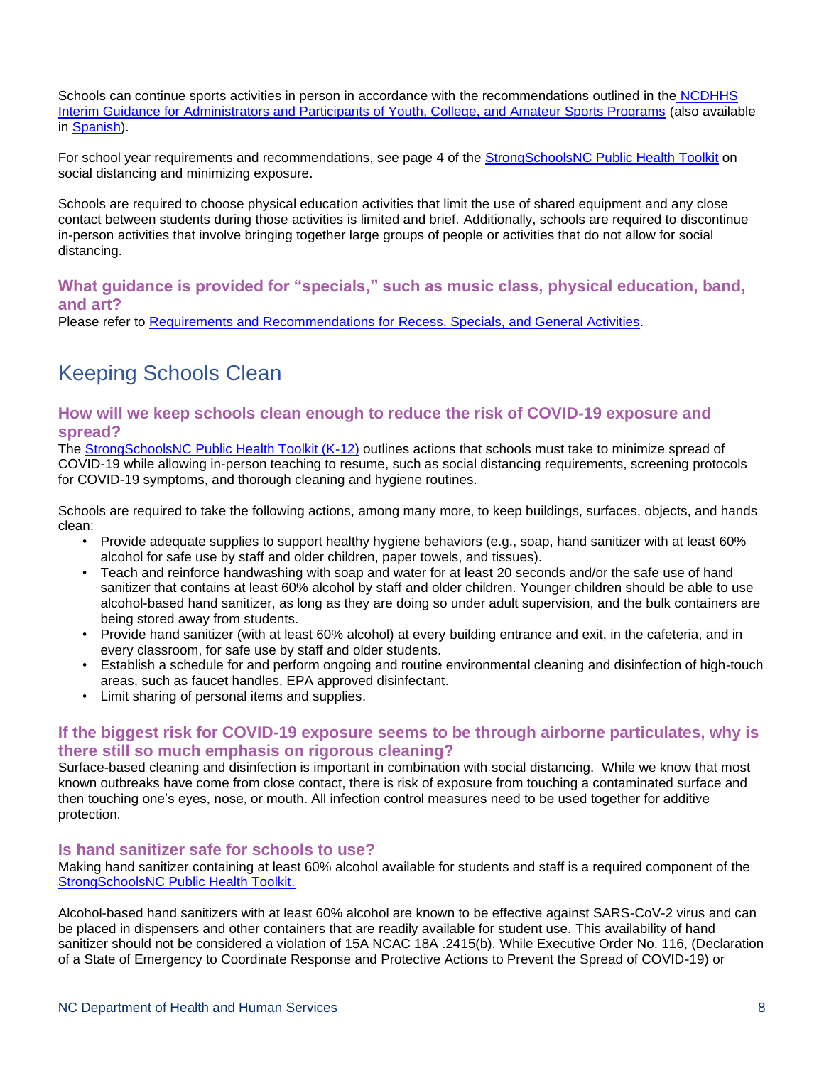Schools can continue sports activities in person in accordance with the recommendations outlined in the NCDHHS Interim Guidance for Administrators and Participants of Youth, College, and Amateur Sports Programs (also available in Spanish).

For school year requirements and recommendations, see page 4 of the StrongSchoolsNC Public Health Toolkit on social distancing and minimizing exposure.

Schools are required to choose physical education activities that limit the use of shared equipment and any close contact between students during those activities is limited and brief. Additionally, schools are required to discontinue in-person activities that involve bringing together large groups of people or activities that do not allow for social distancing.

### What guidance is provided for "specials," such as music class, physical education, band, and art?

Please refer to Requirements and Recommendations for Recess, Specials, and General Activities.

## Keeping Schools Clean

### How will we keep schools clean enough to reduce the risk of COVID-19 exposure and spread?

The StrongSchoolsNC Public Health Toolkit (K-12) outlines actions that schools must take to minimize spread of COVID-19 while allowing in-person teaching to resume, such as social distancing requirements, screening protocols for COVID-19 symptoms, and thorough cleaning and hygiene routines.

Schools are required to take the following actions, among many more, to keep buildings, surfaces, objects, and hands clean:

- Provide adequate supplies to support healthy hygiene behaviors (e.g., soap, hand sanitizer with at least 60% alcohol for safe use by staff and older children, paper towels, and tissues).
- Teach and reinforce handwashing with soap and water for at least 20 seconds and/or the safe use of hand sanitizer that contains at least 60% alcohol by staff and older children. Younger children should be able to use alcohol-based hand sanitizer, as long as they are doing so under adult supervision, and the bulk containers are being stored away from students.
- Provide hand sanitizer (with at least 60% alcohol) at every building entrance and exit, in the cafeteria, and in every classroom, for safe use by staff and older students.
- Establish a schedule for and perform ongoing and routine environmental cleaning and disinfection of high-touch areas, such as faucet handles, EPA approved disinfectant.
- Limit sharing of personal items and supplies.

### If the biggest risk for COVID-19 exposure seems to be through airborne particulates, why is there still so much emphasis on rigorous cleaning?

Surface-based cleaning and disinfection is important in combination with social distancing. While we know that most known outbreaks have come from close contact, there is risk of exposure from touching a contaminated surface and then touching one's eyes, nose, or mouth. All infection control measures need to be used together for additive protection.

### Is hand sanitizer safe for schools to use?

Making hand sanitizer containing at least 60% alcohol available for students and staff is a required component of the StrongSchoolsNC Public Health Toolkit.

Alcohol-based hand sanitizers with at least 60% alcohol are known to be effective against SARS-CoV-2 virus and can be placed in dispensers and other containers that are readily available for student use. This availability of hand sanitizer should not be considered a violation of 15A NCAC 18A .2415(b). While Executive Order No. 116, (Declaration of a State of Emergency to Coordinate Response and Protective Actions to Prevent the Spread of COVID-19) or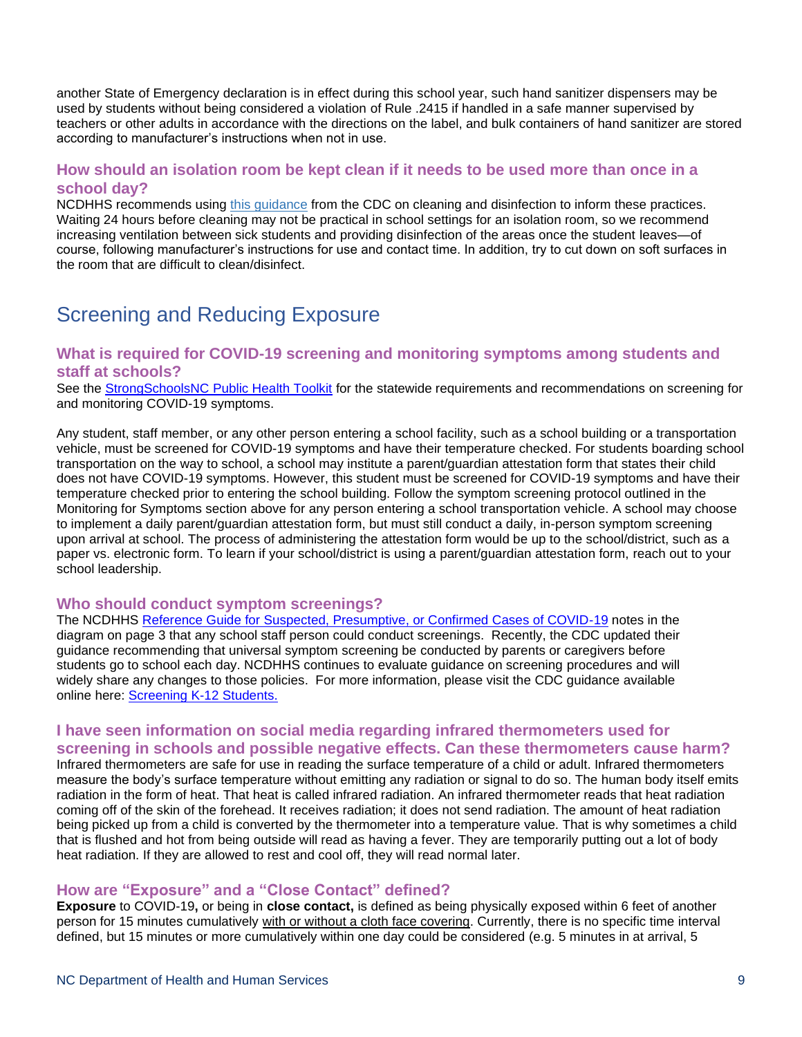another State of Emergency declaration is in effect during this school year, such hand sanitizer dispensers may be used by students without being considered a violation of Rule .2415 if handled in a safe manner supervised by teachers or other adults in accordance with the directions on the label, and bulk containers of hand sanitizer are stored according to manufacturer's instructions when not in use.

### How should an isolation room be kept clean if it needs to be used more than once in a school day?

NCDHHS recommends using this guidance from the CDC on cleaning and disinfection to inform these practices. Waiting 24 hours before cleaning may not be practical in school settings for an isolation room, so we recommend increasing ventilation between sick students and providing disinfection of the areas once the student leaves—of course, following manufacturer's instructions for use and contact time. In addition, try to cut down on soft surfaces in the room that are difficult to clean/disinfect.

## Screening and Reducing Exposure

### What is required for COVID-19 screening and monitoring symptoms among students and staff at schools?

See the StrongSchoolsNC Public Health Toolkit for the statewide requirements and recommendations on screening for and monitoring COVID-19 symptoms.

Any student, staff member, or any other person entering a school facility, such as a school building or a transportation vehicle, must be screened for COVID-19 symptoms and have their temperature checked. For students boarding school transportation on the way to school, a school may institute a parent/guardian attestation form that states their child does not have COVID-19 symptoms. However, this student must be screened for COVID-19 symptoms and have their temperature checked prior to entering the school building. Follow the symptom screening protocol outlined in the Monitoring for Symptoms section above for any person entering a school transportation vehicle. A school may choose to implement a daily parent/guardian attestation form, but must still conduct a daily, in-person symptom screening upon arrival at school. The process of administering the attestation form would be up to the school/district, such as a paper vs. electronic form. To learn if your school/district is using a parent/guardian attestation form, reach out to your school leadership.

### Who should conduct symptom screenings?

The NCDHHS Reference Guide for Suspected, Presumptive, or Confirmed Cases of COVID-19 notes in the diagram on page 3 that any school staff person could conduct screenings. Recently, the CDC updated their guidance recommending that universal symptom screening be conducted by parents or caregivers before students go to school each day. NCDHHS continues to evaluate guidance on screening procedures and will widely share any changes to those policies. For more information, please visit the CDC guidance available online here: Screening K-12 Students.

### I have seen information on social media regarding infrared thermometers used for screening in schools and possible negative effects. Can these thermometers cause harm?

Infrared thermometers are safe for use in reading the surface temperature of a child or adult. Infrared thermometers measure the body's surface temperature without emitting any radiation or signal to do so. The human body itself emits radiation in the form of heat. That heat is called infrared radiation. An infrared thermometer reads that heat radiation coming off of the skin of the forehead. It receives radiation; it does not send radiation. The amount of heat radiation being picked up from a child is converted by the thermometer into a temperature value. That is why sometimes a child that is flushed and hot from being outside will read as having a fever. They are temporarily putting out a lot of body heat radiation. If they are allowed to rest and cool off, they will read normal later.

### How are "Exposure" and a "Close Contact" defined?

**Exposure** to COVID-19**,** or being in **close contact,** is defined as being physically exposed within 6 feet of another person for 15 minutes cumulatively with or without a cloth face covering. Currently, there is no specific time interval defined, but 15 minutes or more cumulatively within one day could be considered (e.g. 5 minutes in at arrival, 5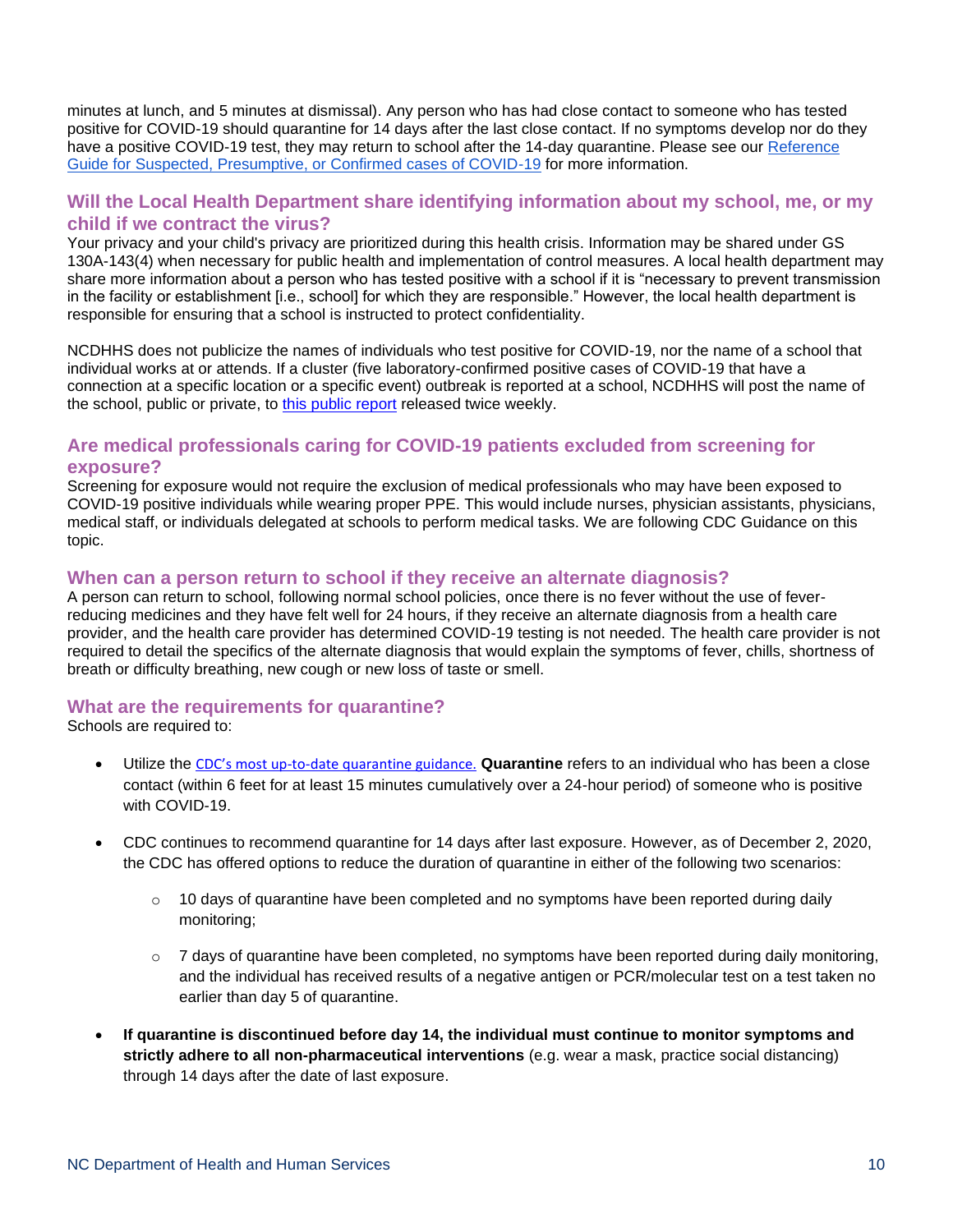minutes at lunch, and 5 minutes at dismissal). Any person who has had close contact to someone who has tested positive for COVID-19 should quarantine for 14 days after the last close contact. If no symptoms develop nor do they have a positive COVID-19 test, they may return to school after the 14-day quarantine. Please see our [Reference Guide for Suspected, Presumptive, or Confirmed cases of COVID-19]() for more information.

### Will the Local Health Department share identifying information about my school, me, or my child if we contract the virus?

Your privacy and your child's privacy are prioritized during this health crisis. Information may be shared under GS 130A-143(4) when necessary for public health and implementation of control measures. A local health department may share more information about a person who has tested positive with a school if it is "necessary to prevent transmission in the facility or establishment [i.e., school] for which they are responsible." However, the local health department is responsible for ensuring that a school is instructed to protect confidentiality.

NCDHHS does not publicize the names of individuals who test positive for COVID-19, nor the name of a school that individual works at or attends. If a cluster (five laboratory-confirmed positive cases of COVID-19 that have a connection at a specific location or a specific event) outbreak is reported at a school, NCDHHS will post the name of the school, public or private, to [this public report]() released twice weekly.

### Are medical professionals caring for COVID-19 patients excluded from screening for exposure?

Screening for exposure would not require the exclusion of medical professionals who may have been exposed to COVID-19 positive individuals while wearing proper PPE. This would include nurses, physician assistants, physicians, medical staff, or individuals delegated at schools to perform medical tasks. We are following CDC Guidance on this topic.

### When can a person return to school if they receive an alternate diagnosis?

A person can return to school, following normal school policies, once there is no fever without the use of fever-reducing medicines and they have felt well for 24 hours, if they receive an alternate diagnosis from a health care provider, and the health care provider has determined COVID-19 testing is not needed. The health care provider is not required to detail the specifics of the alternate diagnosis that would explain the symptoms of fever, chills, shortness of breath or difficulty breathing, new cough or new loss of taste or smell.

### What are the requirements for quarantine?

Schools are required to:

- Utilize the [CDC's most up-to-date quarantine guidance.]() **Quarantine** refers to an individual who has been a close contact (within 6 feet for at least 15 minutes cumulatively over a 24-hour period) of someone who is positive with COVID-19.
- CDC continues to recommend quarantine for 14 days after last exposure. However, as of December 2, 2020, the CDC has offered options to reduce the duration of quarantine in either of the following two scenarios:
  - 10 days of quarantine have been completed and no symptoms have been reported during daily monitoring;
  - 7 days of quarantine have been completed, no symptoms have been reported during daily monitoring, and the individual has received results of a negative antigen or PCR/molecular test on a test taken no earlier than day 5 of quarantine.
- **If quarantine is discontinued before day 14, the individual must continue to monitor symptoms and strictly adhere to all non-pharmaceutical interventions** (e.g. wear a mask, practice social distancing) through 14 days after the date of last exposure.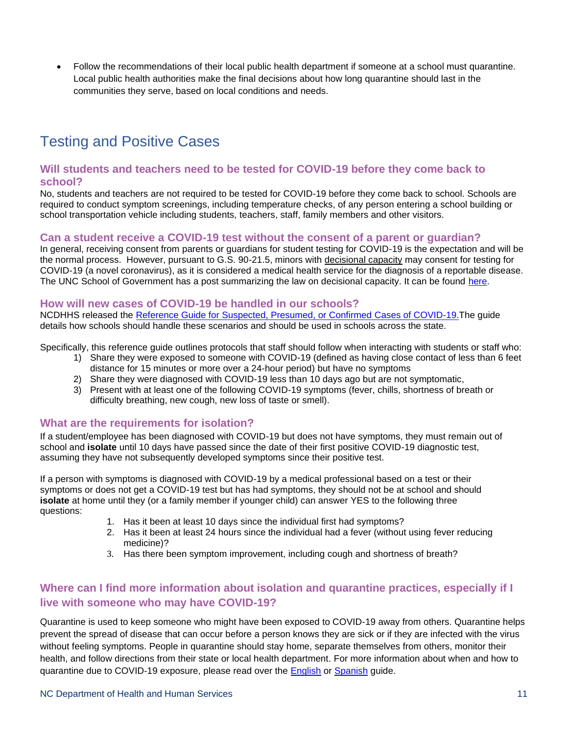- Follow the recommendations of their local public health department if someone at a school must quarantine. Local public health authorities make the final decisions about how long quarantine should last in the communities they serve, based on local conditions and needs.

## Testing and Positive Cases

### Will students and teachers need to be tested for COVID-19 before they come back to school?

No, students and teachers are not required to be tested for COVID-19 before they come back to school. Schools are required to conduct symptom screenings, including temperature checks, of any person entering a school building or school transportation vehicle including students, teachers, staff, family members and other visitors.

### Can a student receive a COVID-19 test without the consent of a parent or guardian?

In general, receiving consent from parents or guardians for student testing for COVID-19 is the expectation and will be the normal process. However, pursuant to G.S. 90-21.5, minors with decisional capacity may consent for testing for COVID-19 (a novel coronavirus), as it is considered a medical health service for the diagnosis of a reportable disease. The UNC School of Government has a post summarizing the law on decisional capacity. It can be found here.

### How will new cases of COVID-19 be handled in our schools?

NCDHHS released the Reference Guide for Suspected, Presumed, or Confirmed Cases of COVID-19. The guide details how schools should handle these scenarios and should be used in schools across the state.

Specifically, this reference guide outlines protocols that staff should follow when interacting with students or staff who:

1) Share they were exposed to someone with COVID-19 (defined as having close contact of less than 6 feet distance for 15 minutes or more over a 24-hour period) but have no symptoms
2) Share they were diagnosed with COVID-19 less than 10 days ago but are not symptomatic,
3) Present with at least one of the following COVID-19 symptoms (fever, chills, shortness of breath or difficulty breathing, new cough, new loss of taste or smell).

### What are the requirements for isolation?

If a student/employee has been diagnosed with COVID-19 but does not have symptoms, they must remain out of school and **isolate** until 10 days have passed since the date of their first positive COVID-19 diagnostic test, assuming they have not subsequently developed symptoms since their positive test.

If a person with symptoms is diagnosed with COVID-19 by a medical professional based on a test or their symptoms or does not get a COVID-19 test but has had symptoms, they should not be at school and should **isolate** at home until they (or a family member if younger child) can answer YES to the following three questions:

1. Has it been at least 10 days since the individual first had symptoms?
2. Has it been at least 24 hours since the individual had a fever (without using fever reducing medicine)?
3. Has there been symptom improvement, including cough and shortness of breath?

### Where can I find more information about isolation and quarantine practices, especially if I live with someone who may have COVID-19?

Quarantine is used to keep someone who might have been exposed to COVID-19 away from others. Quarantine helps prevent the spread of disease that can occur before a person knows they are sick or if they are infected with the virus without feeling symptoms. People in quarantine should stay home, separate themselves from others, monitor their health, and follow directions from their state or local health department. For more information about when and how to quarantine due to COVID-19 exposure, please read over the English or Spanish guide.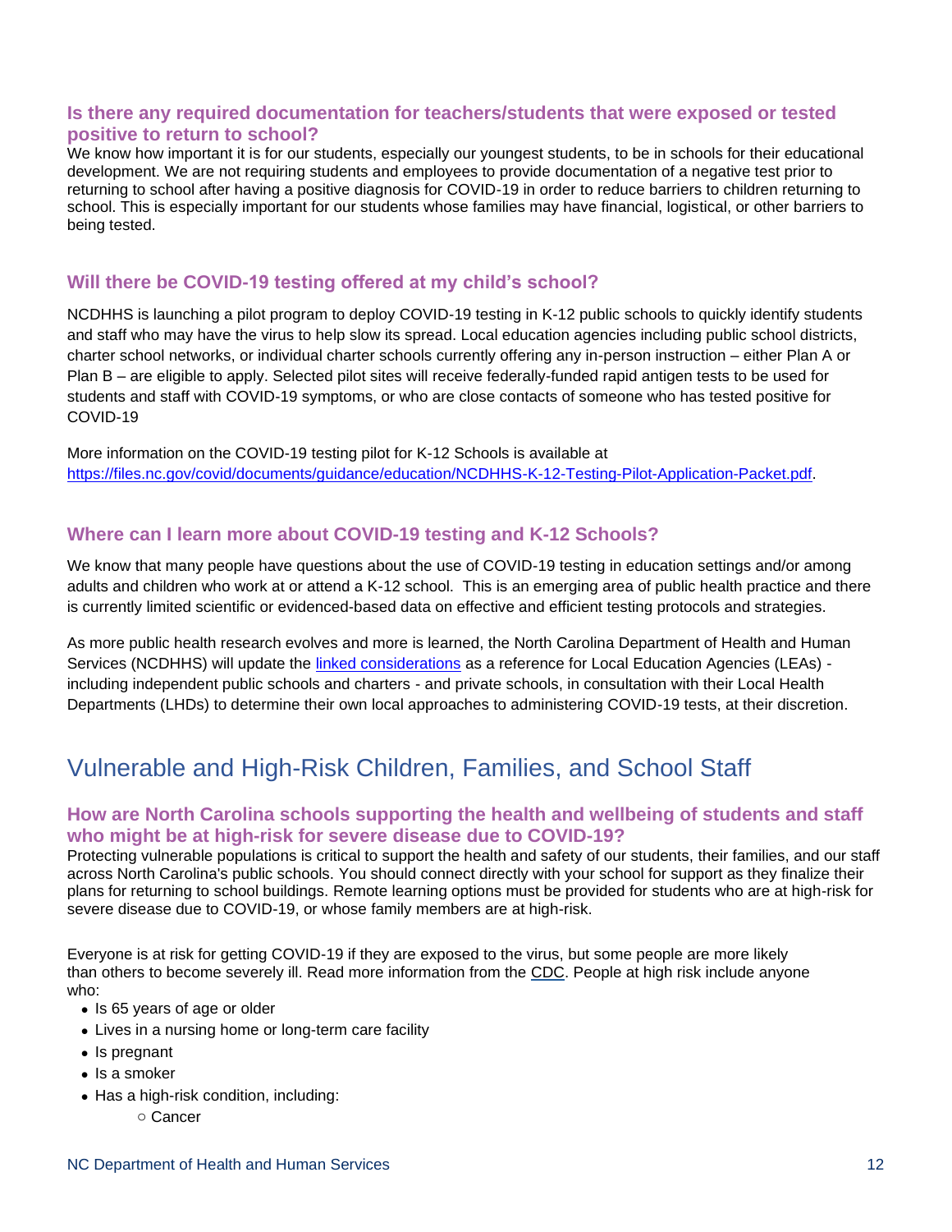### Is there any required documentation for teachers/students that were exposed or tested positive to return to school?

We know how important it is for our students, especially our youngest students, to be in schools for their educational development. We are not requiring students and employees to provide documentation of a negative test prior to returning to school after having a positive diagnosis for COVID-19 in order to reduce barriers to children returning to school. This is especially important for our students whose families may have financial, logistical, or other barriers to being tested.

### Will there be COVID-19 testing offered at my child's school?

NCDHHS is launching a pilot program to deploy COVID-19 testing in K-12 public schools to quickly identify students and staff who may have the virus to help slow its spread. Local education agencies including public school districts, charter school networks, or individual charter schools currently offering any in-person instruction – either Plan A or Plan B – are eligible to apply. Selected pilot sites will receive federally-funded rapid antigen tests to be used for students and staff with COVID-19 symptoms, or who are close contacts of someone who has tested positive for COVID-19

More information on the COVID-19 testing pilot for K-12 Schools is available at https://files.nc.gov/covid/documents/guidance/education/NCDHHS-K-12-Testing-Pilot-Application-Packet.pdf.

### Where can I learn more about COVID-19 testing and K-12 Schools?

We know that many people have questions about the use of COVID-19 testing in education settings and/or among adults and children who work at or attend a K-12 school. This is an emerging area of public health practice and there is currently limited scientific or evidenced-based data on effective and efficient testing protocols and strategies.

As more public health research evolves and more is learned, the North Carolina Department of Health and Human Services (NCDHHS) will update the linked considerations as a reference for Local Education Agencies (LEAs) - including independent public schools and charters - and private schools, in consultation with their Local Health Departments (LHDs) to determine their own local approaches to administering COVID-19 tests, at their discretion.

## Vulnerable and High-Risk Children, Families, and School Staff

### How are North Carolina schools supporting the health and wellbeing of students and staff who might be at high-risk for severe disease due to COVID-19?

Protecting vulnerable populations is critical to support the health and safety of our students, their families, and our staff across North Carolina's public schools. You should connect directly with your school for support as they finalize their plans for returning to school buildings. Remote learning options must be provided for students who are at high-risk for severe disease due to COVID-19, or whose family members are at high-risk.

Everyone is at risk for getting COVID-19 if they are exposed to the virus, but some people are more likely than others to become severely ill. Read more information from the CDC. People at high risk include anyone who:

- Is 65 years of age or older
- Lives in a nursing home or long-term care facility
- Is pregnant
- Is a smoker
- Has a high-risk condition, including:
  - Cancer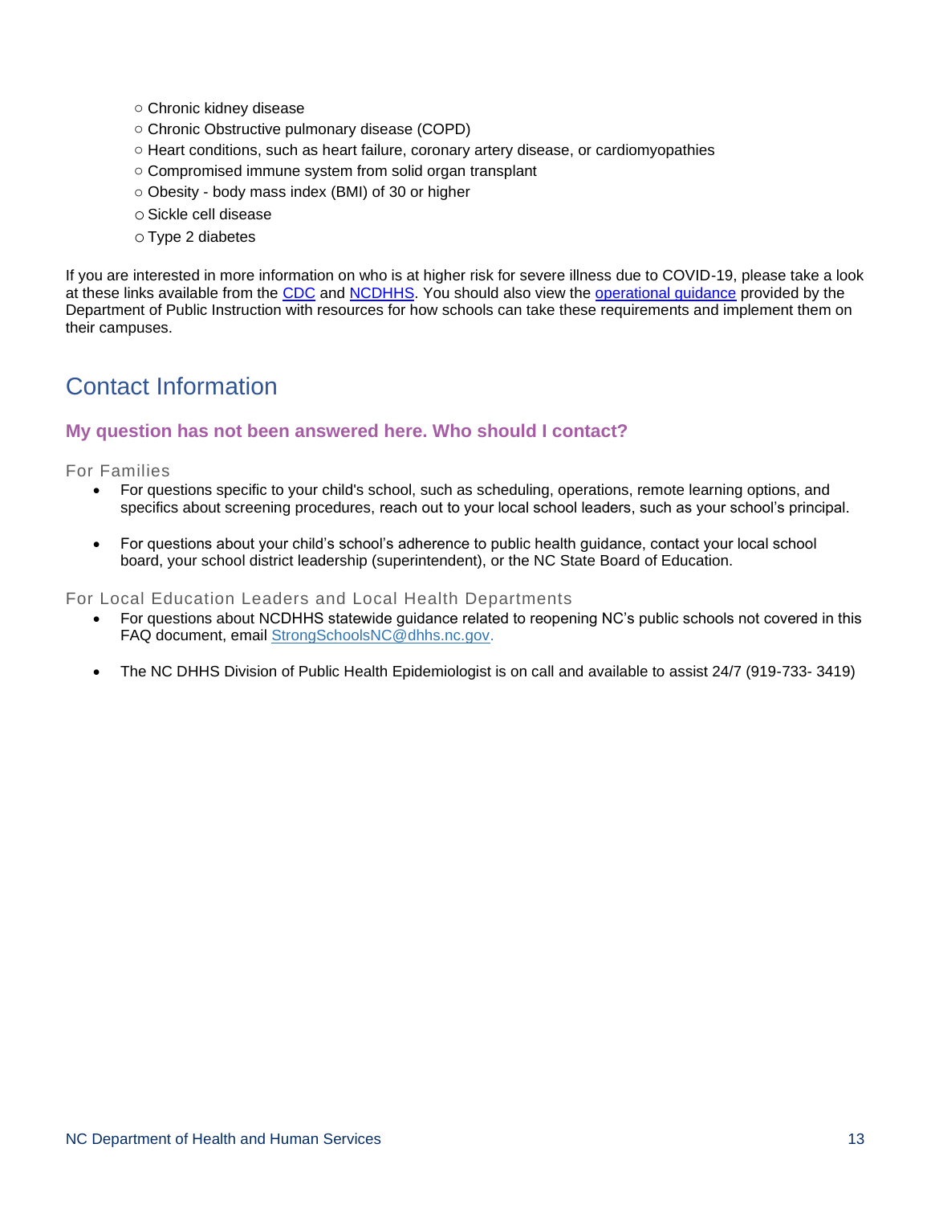- Chronic kidney disease
- Chronic Obstructive pulmonary disease (COPD)
- Heart conditions, such as heart failure, coronary artery disease, or cardiomyopathies
- Compromised immune system from solid organ transplant
- Obesity - body mass index (BMI) of 30 or higher
- Sickle cell disease
- Type 2 diabetes

If you are interested in more information on who is at higher risk for severe illness due to COVID-19, please take a look at these links available from the CDC and NCDHHS. You should also view the operational guidance provided by the Department of Public Instruction with resources for how schools can take these requirements and implement them on their campuses.

## Contact Information

### My question has not been answered here. Who should I contact?

#### For Families

- For questions specific to your child's school, such as scheduling, operations, remote learning options, and specifics about screening procedures, reach out to your local school leaders, such as your school's principal.

- For questions about your child's school's adherence to public health guidance, contact your local school board, your school district leadership (superintendent), or the NC State Board of Education.

#### For Local Education Leaders and Local Health Departments

- For questions about NCDHHS statewide guidance related to reopening NC's public schools not covered in this FAQ document, email StrongSchoolsNC@dhhs.nc.gov.

- The NC DHHS Division of Public Health Epidemiologist is on call and available to assist 24/7 (919-733- 3419)